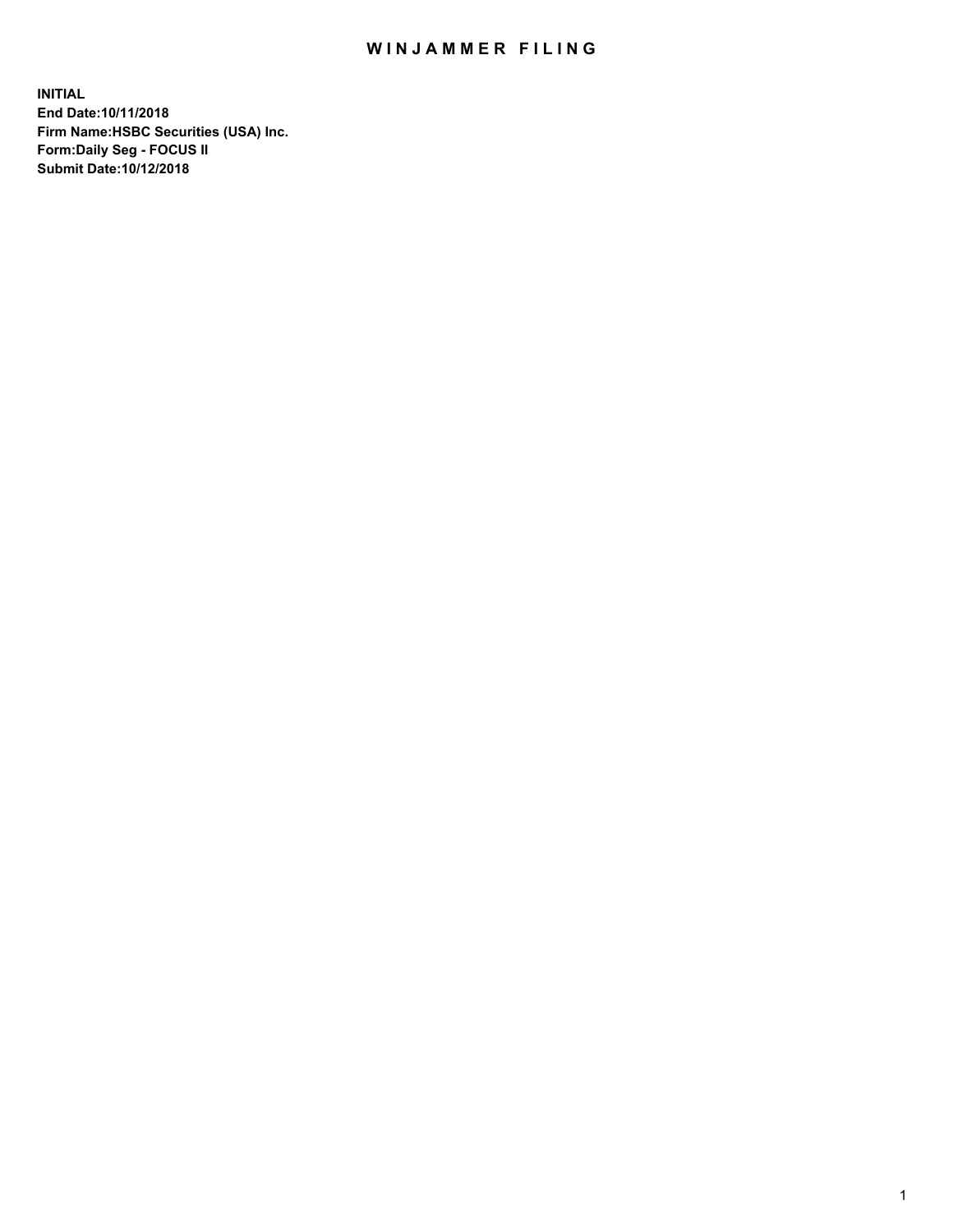# WINJAMMER FILING

**INITIAL**
**End Date:10/11/2018**
**Firm Name:HSBC Securities (USA) Inc.**
**Form:Daily Seg - FOCUS II**
**Submit Date:10/12/2018**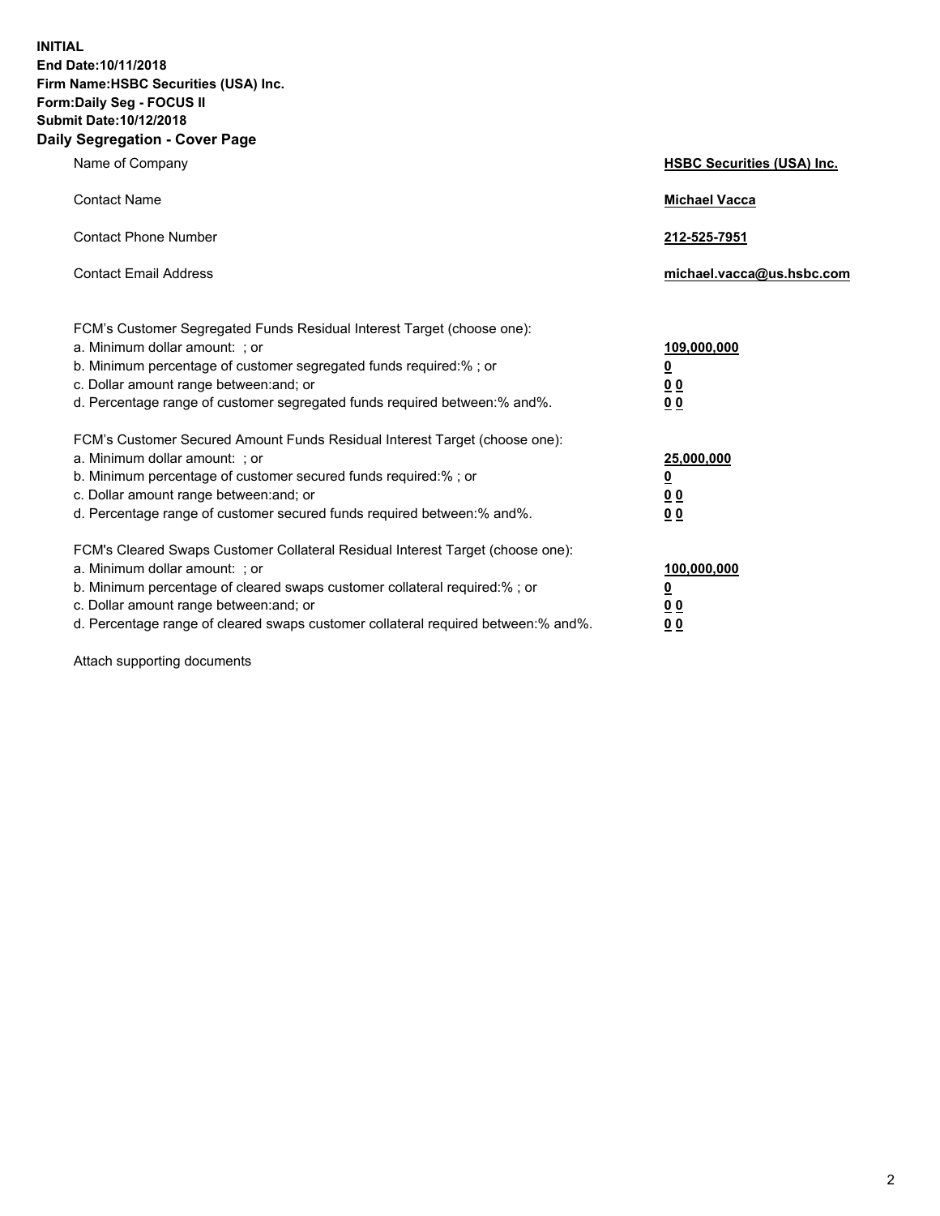**INITIAL**
**End Date:10/11/2018**
**Firm Name:HSBC Securities (USA) Inc.**
**Form:Daily Seg - FOCUS II**
**Submit Date:10/12/2018**

## Daily Segregation - Cover Page

| | |
|---|---|
| Name of Company | **HSBC Securities (USA) Inc.** |
| Contact Name | **Michael Vacca** |
| Contact Phone Number | **212-525-7951** |
| Contact Email Address | **michael.vacca@us.hsbc.com** |

FCM's Customer Segregated Funds Residual Interest Target (choose one):

| | |
|---|---|
| a. Minimum dollar amount: ; or | **109,000,000** |
| b. Minimum percentage of customer segregated funds required:% ; or | **0** |
| c. Dollar amount range between:and; or | **0 0** |
| d. Percentage range of customer segregated funds required between:% and%. | **0 0** |

FCM's Customer Secured Amount Funds Residual Interest Target (choose one):

| | |
|---|---|
| a. Minimum dollar amount: ; or | **25,000,000** |
| b. Minimum percentage of customer secured funds required:% ; or | **0** |
| c. Dollar amount range between:and; or | **0 0** |
| d. Percentage range of customer secured funds required between:% and%. | **0 0** |

FCM's Cleared Swaps Customer Collateral Residual Interest Target (choose one):

| | |
|---|---|
| a. Minimum dollar amount: ; or | **100,000,000** |
| b. Minimum percentage of cleared swaps customer collateral required:% ; or | **0** |
| c. Dollar amount range between:and; or | **0 0** |
| d. Percentage range of cleared swaps customer collateral required between:% and%. | **0 0** |

Attach supporting documents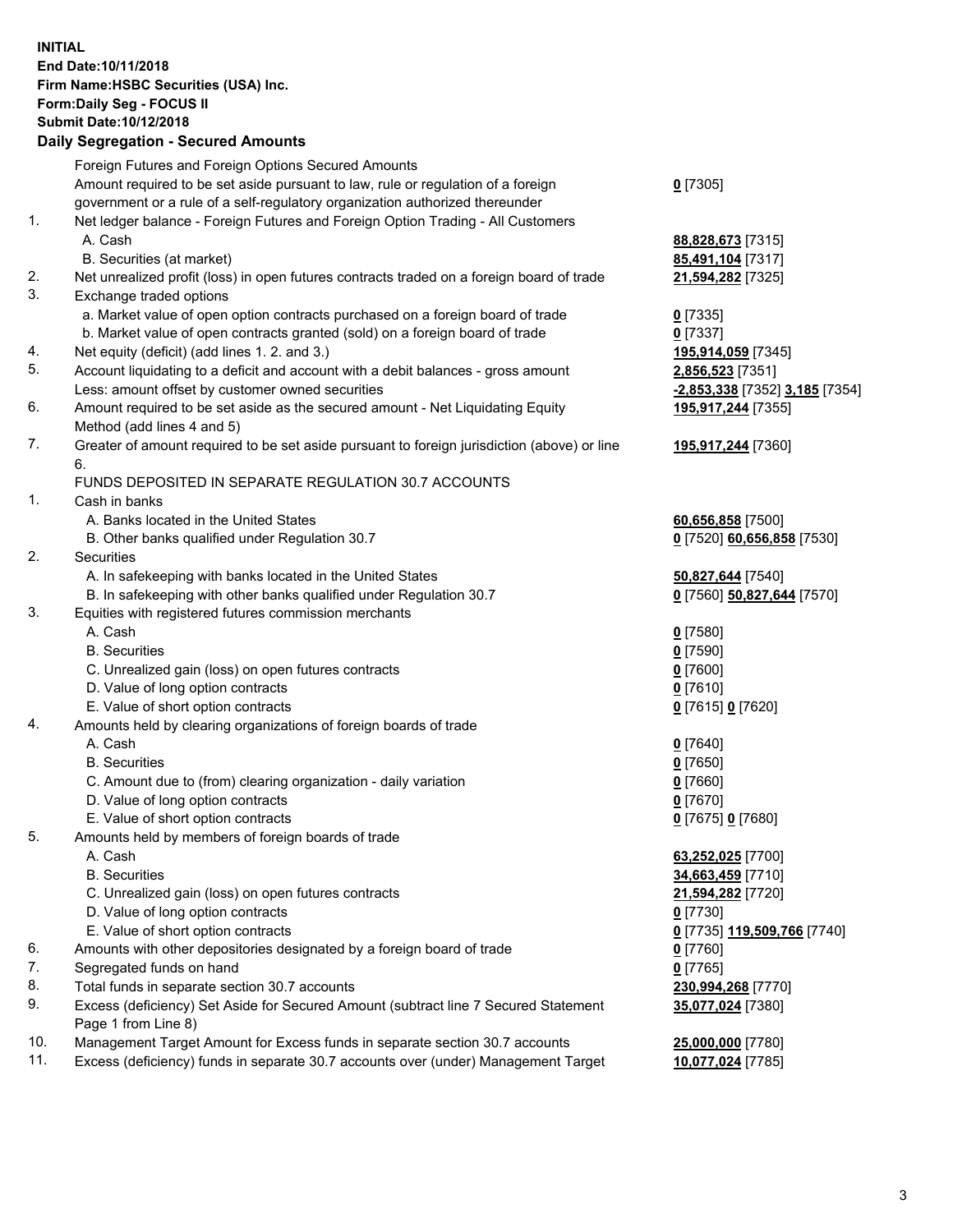**INITIAL**
**End Date:10/11/2018**
**Firm Name:HSBC Securities (USA) Inc.**
**Form:Daily Seg - FOCUS II**
**Submit Date:10/12/2018**

**Daily Segregation - Secured Amounts**

| | | |
|---|---|---|
| | Foreign Futures and Foreign Options Secured Amounts | |
| | Amount required to be set aside pursuant to law, rule or regulation of a foreign government or a rule of a self-regulatory organization authorized thereunder | **0** [7305] |
| 1. | Net ledger balance - Foreign Futures and Foreign Option Trading - All Customers | |
| | A. Cash | **88,828,673** [7315] |
| | B. Securities (at market) | **85,491,104** [7317] |
| 2. | Net unrealized profit (loss) in open futures contracts traded on a foreign board of trade | **21,594,282** [7325] |
| 3. | Exchange traded options | |
| | a. Market value of open option contracts purchased on a foreign board of trade | **0** [7335] |
| | b. Market value of open contracts granted (sold) on a foreign board of trade | **0** [7337] |
| 4. | Net equity (deficit) (add lines 1. 2. and 3.) | **195,914,059** [7345] |
| 5. | Account liquidating to a deficit and account with a debit balances - gross amount | **2,856,523** [7351] |
| | Less: amount offset by customer owned securities | **-2,853,338** [7352] **3,185** [7354] |
| 6. | Amount required to be set aside as the secured amount - Net Liquidating Equity Method (add lines 4 and 5) | **195,917,244** [7355] |
| 7. | Greater of amount required to be set aside pursuant to foreign jurisdiction (above) or line 6. | **195,917,244** [7360] |
| | FUNDS DEPOSITED IN SEPARATE REGULATION 30.7 ACCOUNTS | |
| 1. | Cash in banks | |
| | A. Banks located in the United States | **60,656,858** [7500] |
| | B. Other banks qualified under Regulation 30.7 | **0** [7520] **60,656,858** [7530] |
| 2. | Securities | |
| | A. In safekeeping with banks located in the United States | **50,827,644** [7540] |
| | B. In safekeeping with other banks qualified under Regulation 30.7 | **0** [7560] **50,827,644** [7570] |
| 3. | Equities with registered futures commission merchants | |
| | A. Cash | **0** [7580] |
| | B. Securities | **0** [7590] |
| | C. Unrealized gain (loss) on open futures contracts | **0** [7600] |
| | D. Value of long option contracts | **0** [7610] |
| | E. Value of short option contracts | **0** [7615] **0** [7620] |
| 4. | Amounts held by clearing organizations of foreign boards of trade | |
| | A. Cash | **0** [7640] |
| | B. Securities | **0** [7650] |
| | C. Amount due to (from) clearing organization - daily variation | **0** [7660] |
| | D. Value of long option contracts | **0** [7670] |
| | E. Value of short option contracts | **0** [7675] **0** [7680] |
| 5. | Amounts held by members of foreign boards of trade | |
| | A. Cash | **63,252,025** [7700] |
| | B. Securities | **34,663,459** [7710] |
| | C. Unrealized gain (loss) on open futures contracts | **21,594,282** [7720] |
| | D. Value of long option contracts | **0** [7730] |
| | E. Value of short option contracts | **0** [7735] **119,509,766** [7740] |
| 6. | Amounts with other depositories designated by a foreign board of trade | **0** [7760] |
| 7. | Segregated funds on hand | **0** [7765] |
| 8. | Total funds in separate section 30.7 accounts | **230,994,268** [7770] |
| 9. | Excess (deficiency) Set Aside for Secured Amount (subtract line 7 Secured Statement Page 1 from Line 8) | **35,077,024** [7380] |
| 10. | Management Target Amount for Excess funds in separate section 30.7 accounts | **25,000,000** [7780] |
| 11. | Excess (deficiency) funds in separate 30.7 accounts over (under) Management Target | **10,077,024** [7785] |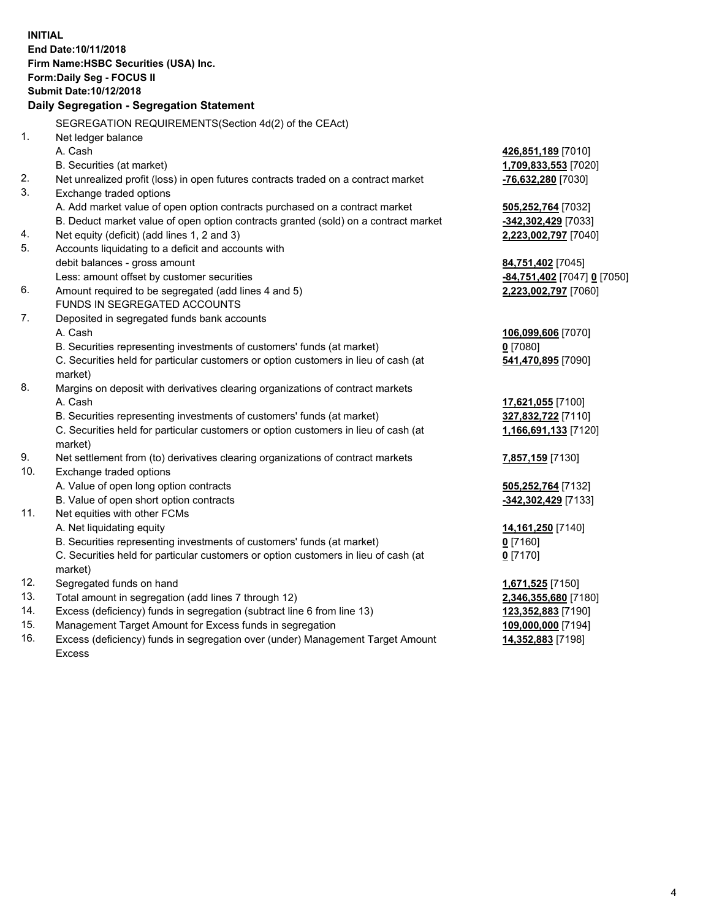**INITIAL**
**End Date:10/11/2018**
**Firm Name:HSBC Securities (USA) Inc.**
**Form:Daily Seg - FOCUS II**
**Submit Date:10/12/2018**

### Daily Segregation - Segregation Statement

SEGREGATION REQUIREMENTS(Section 4d(2) of the CEAct)

| | | |
|---|---|---|
| 1. | Net ledger balance | |
| | A. Cash | **426,851,189** [7010] |
| | B. Securities (at market) | **1,709,833,553** [7020] |
| 2. | Net unrealized profit (loss) in open futures contracts traded on a contract market | **-76,632,280** [7030] |
| 3. | Exchange traded options | |
| | A. Add market value of open option contracts purchased on a contract market | **505,252,764** [7032] |
| | B. Deduct market value of open option contracts granted (sold) on a contract market | **-342,302,429** [7033] |
| 4. | Net equity (deficit) (add lines 1, 2 and 3) | **2,223,002,797** [7040] |
| 5. | Accounts liquidating to a deficit and accounts with debit balances - gross amount | **84,751,402** [7045] |
| | Less: amount offset by customer securities | **-84,751,402** [7047] **0** [7050] |
| 6. | Amount required to be segregated (add lines 4 and 5) | **2,223,002,797** [7060] |
| | FUNDS IN SEGREGATED ACCOUNTS | |
| 7. | Deposited in segregated funds bank accounts | |
| | A. Cash | **106,099,606** [7070] |
| | B. Securities representing investments of customers' funds (at market) | **0** [7080] |
| | C. Securities held for particular customers or option customers in lieu of cash (at market) | **541,470,895** [7090] |
| 8. | Margins on deposit with derivatives clearing organizations of contract markets | |
| | A. Cash | **17,621,055** [7100] |
| | B. Securities representing investments of customers' funds (at market) | **327,832,722** [7110] |
| | C. Securities held for particular customers or option customers in lieu of cash (at market) | **1,166,691,133** [7120] |
| 9. | Net settlement from (to) derivatives clearing organizations of contract markets | **7,857,159** [7130] |
| 10. | Exchange traded options | |
| | A. Value of open long option contracts | **505,252,764** [7132] |
| | B. Value of open short option contracts | **-342,302,429** [7133] |
| 11. | Net equities with other FCMs | |
| | A. Net liquidating equity | **14,161,250** [7140] |
| | B. Securities representing investments of customers' funds (at market) | **0** [7160] |
| | C. Securities held for particular customers or option customers in lieu of cash (at market) | **0** [7170] |
| 12. | Segregated funds on hand | **1,671,525** [7150] |
| 13. | Total amount in segregation (add lines 7 through 12) | **2,346,355,680** [7180] |
| 14. | Excess (deficiency) funds in segregation (subtract line 6 from line 13) | **123,352,883** [7190] |
| 15. | Management Target Amount for Excess funds in segregation | **109,000,000** [7194] |
| 16. | Excess (deficiency) funds in segregation over (under) Management Target Amount Excess | **14,352,883** [7198] |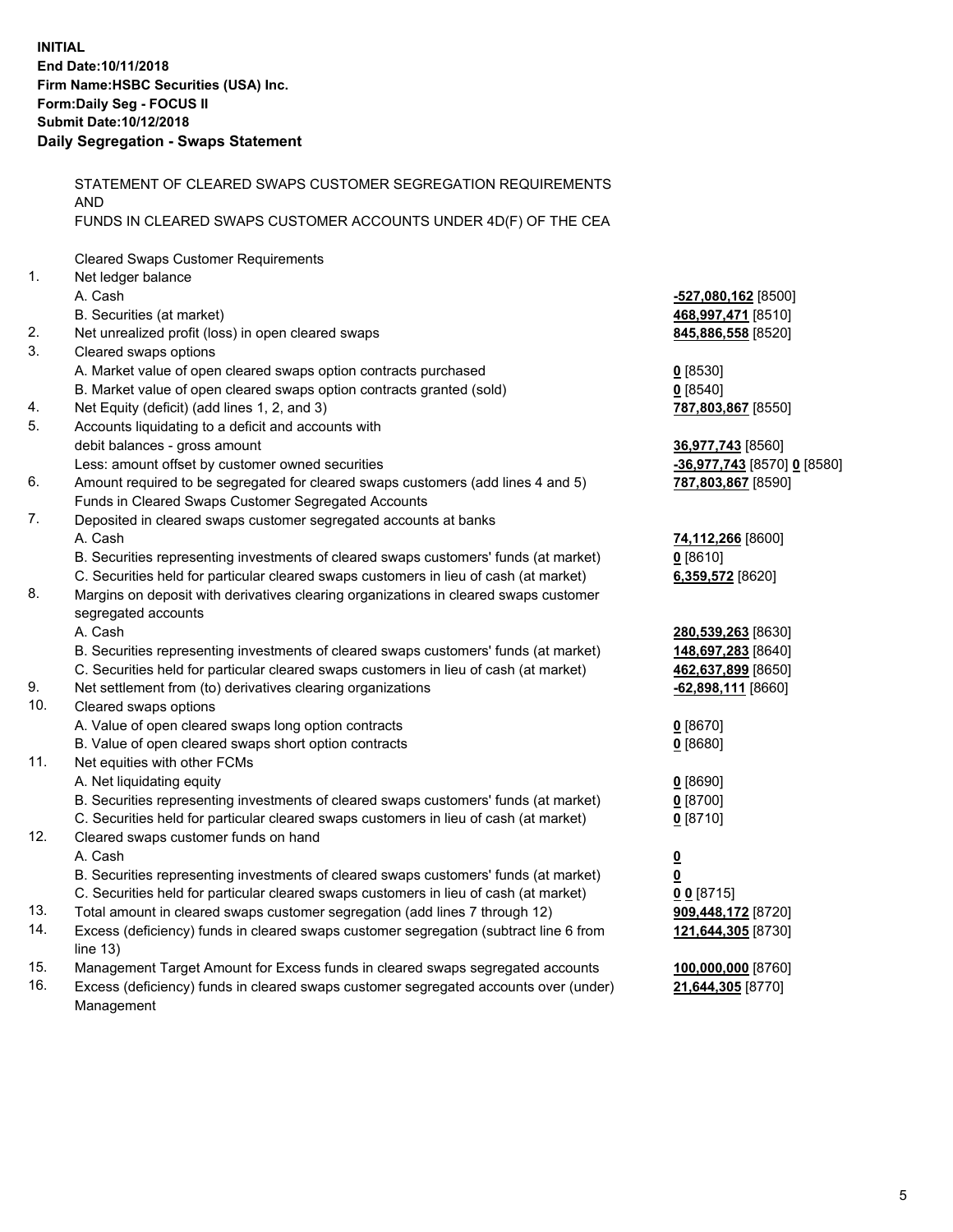**INITIAL**
**End Date:10/11/2018**
**Firm Name:HSBC Securities (USA) Inc.**
**Form:Daily Seg - FOCUS II**
**Submit Date:10/12/2018**
**Daily Segregation - Swaps Statement**

STATEMENT OF CLEARED SWAPS CUSTOMER SEGREGATION REQUIREMENTS AND FUNDS IN CLEARED SWAPS CUSTOMER ACCOUNTS UNDER 4D(F) OF THE CEA

| | | |
|---|---|---|
| | Cleared Swaps Customer Requirements | |
| 1. | Net ledger balance | |
| | A. Cash | **-527,080,162** [8500] |
| | B. Securities (at market) | **468,997,471** [8510] |
| 2. | Net unrealized profit (loss) in open cleared swaps | **845,886,558** [8520] |
| 3. | Cleared swaps options | |
| | A. Market value of open cleared swaps option contracts purchased | **0** [8530] |
| | B. Market value of open cleared swaps option contracts granted (sold) | **0** [8540] |
| 4. | Net Equity (deficit) (add lines 1, 2, and 3) | **787,803,867** [8550] |
| 5. | Accounts liquidating to a deficit and accounts with debit balances - gross amount | **36,977,743** [8560] |
| | Less: amount offset by customer owned securities | **-36,977,743** [8570] **0** [8580] |
| 6. | Amount required to be segregated for cleared swaps customers (add lines 4 and 5) | **787,803,867** [8590] |
| | Funds in Cleared Swaps Customer Segregated Accounts | |
| 7. | Deposited in cleared swaps customer segregated accounts at banks | |
| | A. Cash | **74,112,266** [8600] |
| | B. Securities representing investments of cleared swaps customers' funds (at market) | **0** [8610] |
| | C. Securities held for particular cleared swaps customers in lieu of cash (at market) | **6,359,572** [8620] |
| 8. | Margins on deposit with derivatives clearing organizations in cleared swaps customer segregated accounts | |
| | A. Cash | **280,539,263** [8630] |
| | B. Securities representing investments of cleared swaps customers' funds (at market) | **148,697,283** [8640] |
| | C. Securities held for particular cleared swaps customers in lieu of cash (at market) | **462,637,899** [8650] |
| 9. | Net settlement from (to) derivatives clearing organizations | **-62,898,111** [8660] |
| 10. | Cleared swaps options | |
| | A. Value of open cleared swaps long option contracts | **0** [8670] |
| | B. Value of open cleared swaps short option contracts | **0** [8680] |
| 11. | Net equities with other FCMs | |
| | A. Net liquidating equity | **0** [8690] |
| | B. Securities representing investments of cleared swaps customers' funds (at market) | **0** [8700] |
| | C. Securities held for particular cleared swaps customers in lieu of cash (at market) | **0** [8710] |
| 12. | Cleared swaps customer funds on hand | |
| | A. Cash | **0** |
| | B. Securities representing investments of cleared swaps customers' funds (at market) | **0** |
| | C. Securities held for particular cleared swaps customers in lieu of cash (at market) | **0** **0** [8715] |
| 13. | Total amount in cleared swaps customer segregation (add lines 7 through 12) | **909,448,172** [8720] |
| 14. | Excess (deficiency) funds in cleared swaps customer segregation (subtract line 6 from line 13) | **121,644,305** [8730] |
| 15. | Management Target Amount for Excess funds in cleared swaps segregated accounts | **100,000,000** [8760] |
| 16. | Excess (deficiency) funds in cleared swaps customer segregated accounts over (under) Management | **21,644,305** [8770] |